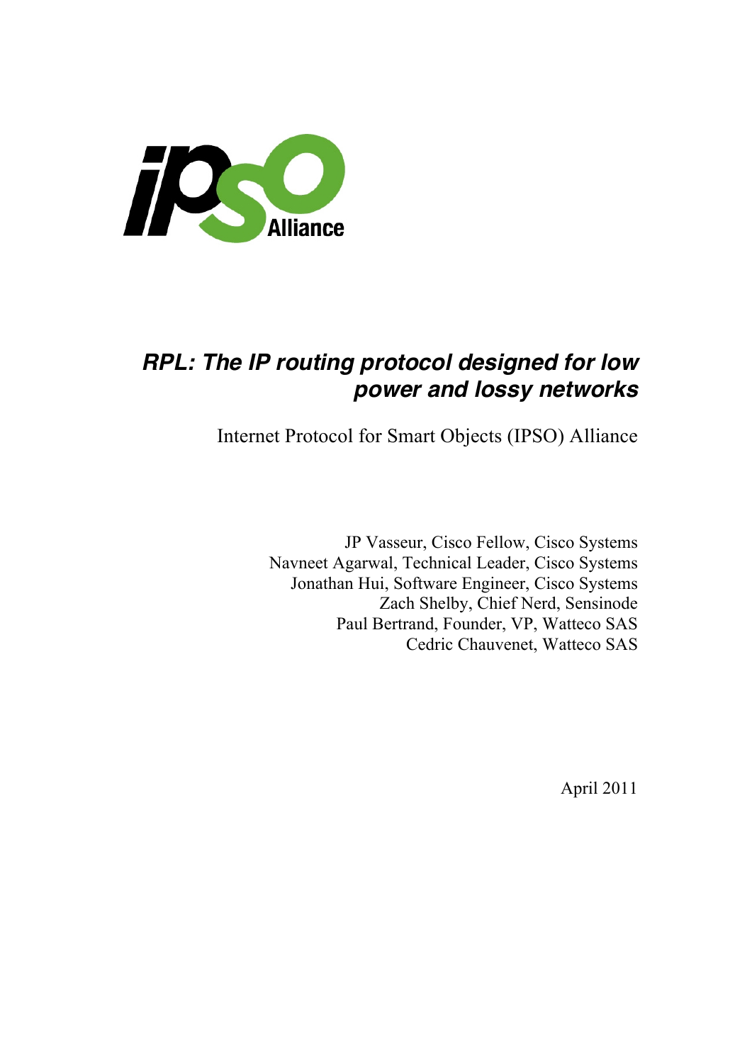# *RPL: The IP routing protocol designed for low power and lossy networks*

Internet Protocol for Smart Objects (IPSO) Alliance

JP Vasseur, Cisco Fellow, Cisco Systems
Navneet Agarwal, Technical Leader, Cisco Systems
Jonathan Hui, Software Engineer, Cisco Systems
Zach Shelby, Chief Nerd, Sensinode
Paul Bertrand, Founder, VP, Watteco SAS
Cedric Chauvenet, Watteco SAS

April 2011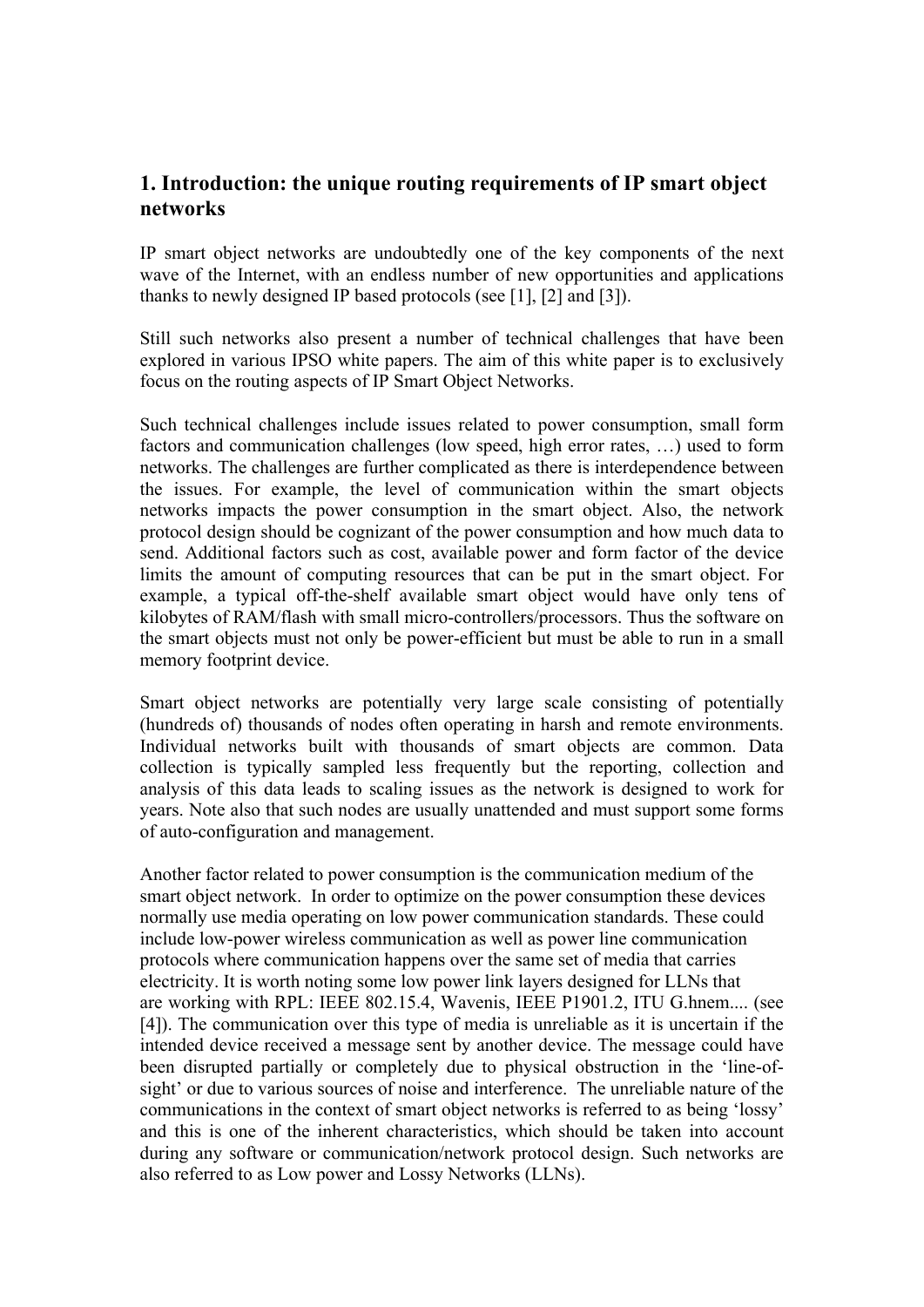## 1. Introduction: the unique routing requirements of IP smart object networks

IP smart object networks are undoubtedly one of the key components of the next wave of the Internet, with an endless number of new opportunities and applications thanks to newly designed IP based protocols (see [1], [2] and [3]).

Still such networks also present a number of technical challenges that have been explored in various IPSO white papers. The aim of this white paper is to exclusively focus on the routing aspects of IP Smart Object Networks.

Such technical challenges include issues related to power consumption, small form factors and communication challenges (low speed, high error rates, …) used to form networks. The challenges are further complicated as there is interdependence between the issues. For example, the level of communication within the smart objects networks impacts the power consumption in the smart object. Also, the network protocol design should be cognizant of the power consumption and how much data to send. Additional factors such as cost, available power and form factor of the device limits the amount of computing resources that can be put in the smart object. For example, a typical off-the-shelf available smart object would have only tens of kilobytes of RAM/flash with small micro-controllers/processors. Thus the software on the smart objects must not only be power-efficient but must be able to run in a small memory footprint device.

Smart object networks are potentially very large scale consisting of potentially (hundreds of) thousands of nodes often operating in harsh and remote environments. Individual networks built with thousands of smart objects are common. Data collection is typically sampled less frequently but the reporting, collection and analysis of this data leads to scaling issues as the network is designed to work for years. Note also that such nodes are usually unattended and must support some forms of auto-configuration and management.

Another factor related to power consumption is the communication medium of the smart object network. In order to optimize on the power consumption these devices normally use media operating on low power communication standards. These could include low-power wireless communication as well as power line communication protocols where communication happens over the same set of media that carries electricity. It is worth noting some low power link layers designed for LLNs that are working with RPL: IEEE 802.15.4, Wavenis, IEEE P1901.2, ITU G.hnem.... (see [4]). The communication over this type of media is unreliable as it is uncertain if the intended device received a message sent by another device. The message could have been disrupted partially or completely due to physical obstruction in the 'line-of-sight' or due to various sources of noise and interference. The unreliable nature of the communications in the context of smart object networks is referred to as being 'lossy' and this is one of the inherent characteristics, which should be taken into account during any software or communication/network protocol design. Such networks are also referred to as Low power and Lossy Networks (LLNs).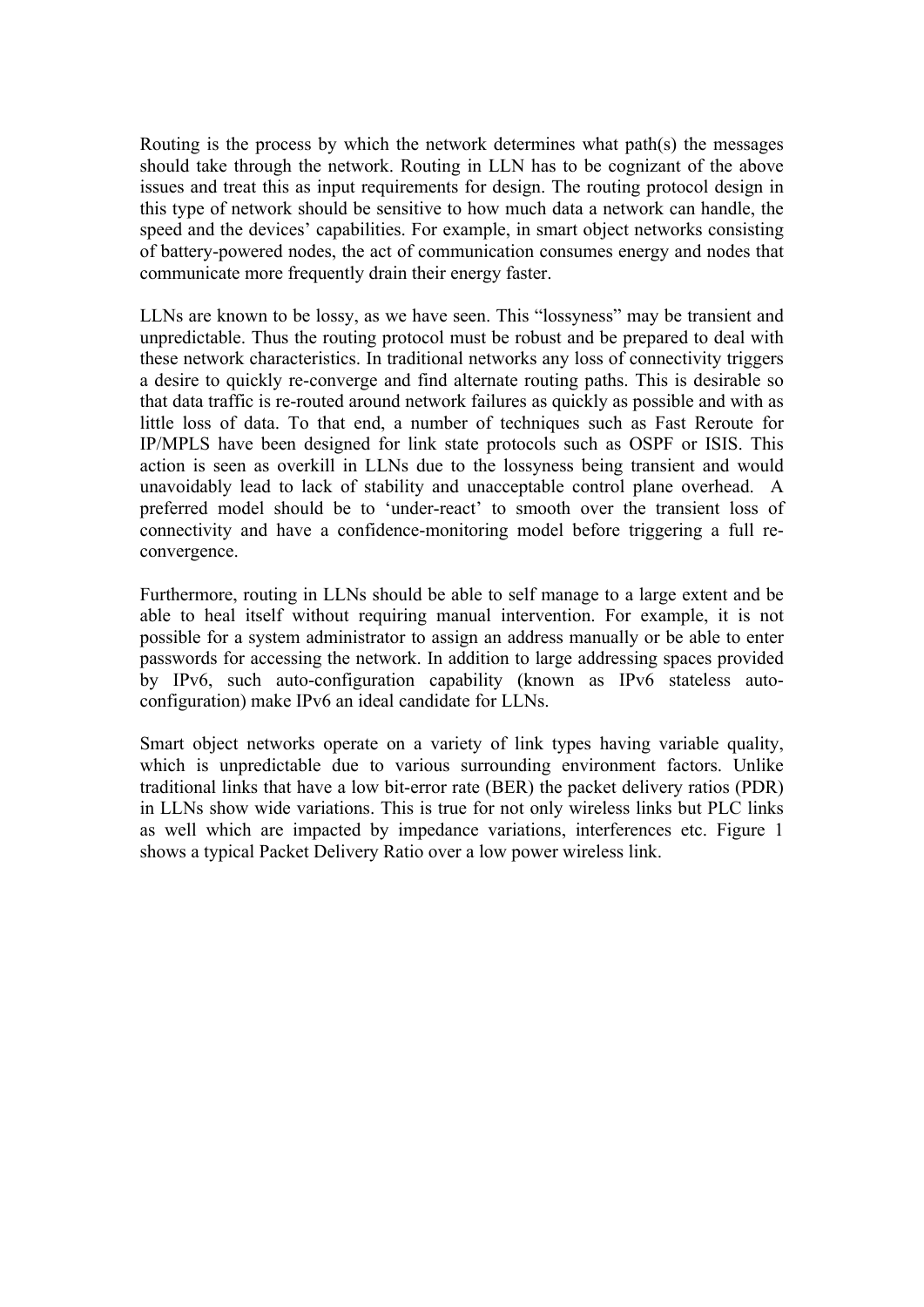Routing is the process by which the network determines what path(s) the messages should take through the network. Routing in LLN has to be cognizant of the above issues and treat this as input requirements for design. The routing protocol design in this type of network should be sensitive to how much data a network can handle, the speed and the devices' capabilities. For example, in smart object networks consisting of battery-powered nodes, the act of communication consumes energy and nodes that communicate more frequently drain their energy faster.

LLNs are known to be lossy, as we have seen. This "lossyness" may be transient and unpredictable. Thus the routing protocol must be robust and be prepared to deal with these network characteristics. In traditional networks any loss of connectivity triggers a desire to quickly re-converge and find alternate routing paths. This is desirable so that data traffic is re-routed around network failures as quickly as possible and with as little loss of data. To that end, a number of techniques such as Fast Reroute for IP/MPLS have been designed for link state protocols such as OSPF or ISIS. This action is seen as overkill in LLNs due to the lossyness being transient and would unavoidably lead to lack of stability and unacceptable control plane overhead. A preferred model should be to 'under-react' to smooth over the transient loss of connectivity and have a confidence-monitoring model before triggering a full re-convergence.

Furthermore, routing in LLNs should be able to self manage to a large extent and be able to heal itself without requiring manual intervention. For example, it is not possible for a system administrator to assign an address manually or be able to enter passwords for accessing the network. In addition to large addressing spaces provided by IPv6, such auto-configuration capability (known as IPv6 stateless auto-configuration) make IPv6 an ideal candidate for LLNs.

Smart object networks operate on a variety of link types having variable quality, which is unpredictable due to various surrounding environment factors. Unlike traditional links that have a low bit-error rate (BER) the packet delivery ratios (PDR) in LLNs show wide variations. This is true for not only wireless links but PLC links as well which are impacted by impedance variations, interferences etc. Figure 1 shows a typical Packet Delivery Ratio over a low power wireless link.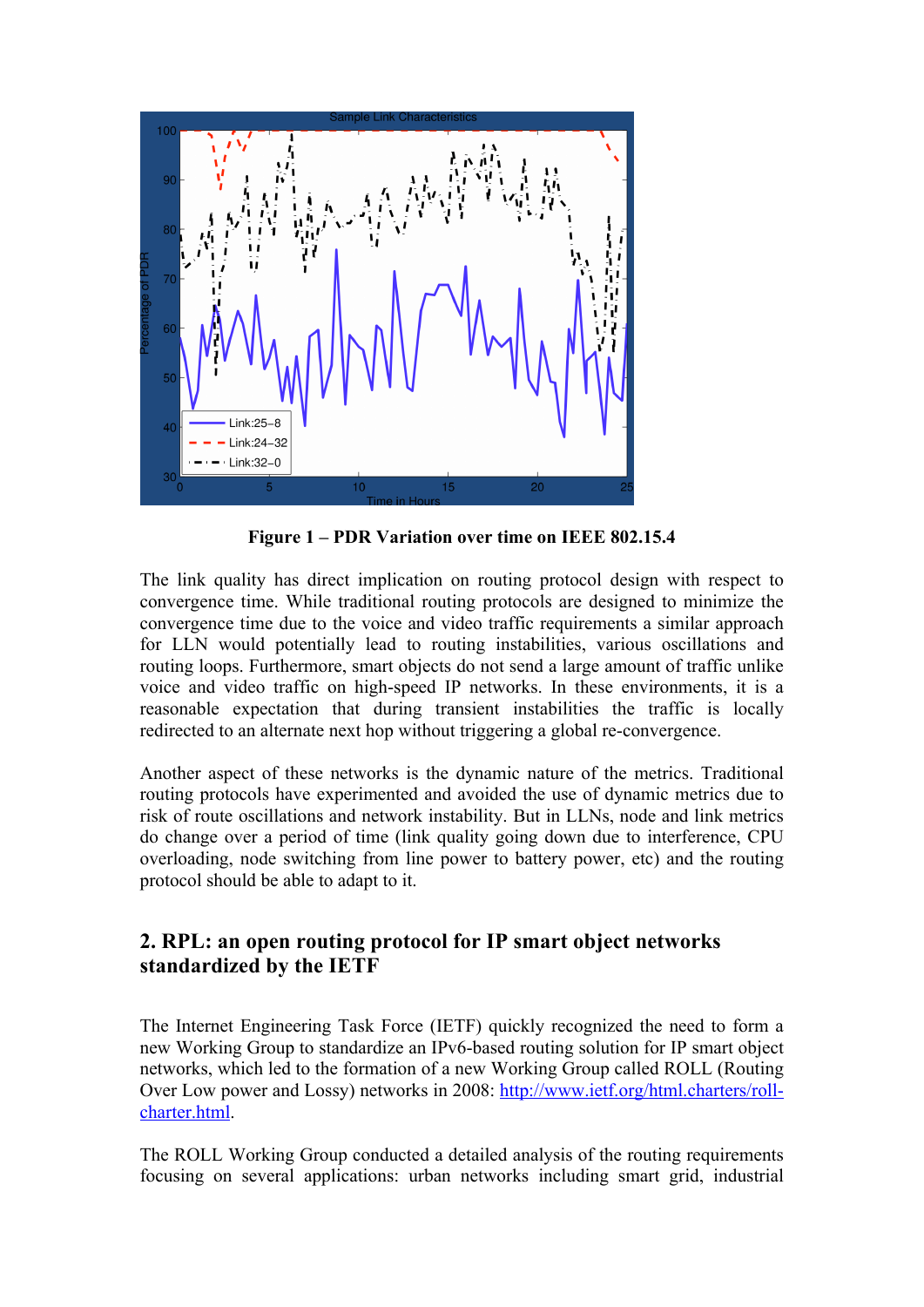**Figure 1 – PDR Variation over time on IEEE 802.15.4**

The link quality has direct implication on routing protocol design with respect to convergence time. While traditional routing protocols are designed to minimize the convergence time due to the voice and video traffic requirements a similar approach for LLN would potentially lead to routing instabilities, various oscillations and routing loops. Furthermore, smart objects do not send a large amount of traffic unlike voice and video traffic on high-speed IP networks. In these environments, it is a reasonable expectation that during transient instabilities the traffic is locally redirected to an alternate next hop without triggering a global re-convergence.

Another aspect of these networks is the dynamic nature of the metrics. Traditional routing protocols have experimented and avoided the use of dynamic metrics due to risk of route oscillations and network instability. But in LLNs, node and link metrics do change over a period of time (link quality going down due to interference, CPU overloading, node switching from line power to battery power, etc) and the routing protocol should be able to adapt to it.

## 2. RPL: an open routing protocol for IP smart object networks standardized by the IETF

The Internet Engineering Task Force (IETF) quickly recognized the need to form a new Working Group to standardize an IPv6-based routing solution for IP smart object networks, which led to the formation of a new Working Group called ROLL (Routing Over Low power and Lossy) networks in 2008: http://www.ietf.org/html.charters/roll-charter.html.

The ROLL Working Group conducted a detailed analysis of the routing requirements focusing on several applications: urban networks including smart grid, industrial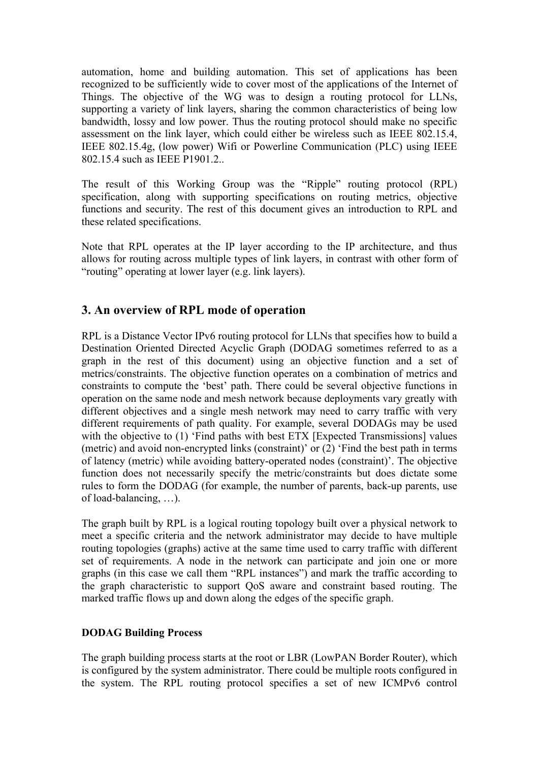automation, home and building automation. This set of applications has been recognized to be sufficiently wide to cover most of the applications of the Internet of Things. The objective of the WG was to design a routing protocol for LLNs, supporting a variety of link layers, sharing the common characteristics of being low bandwidth, lossy and low power. Thus the routing protocol should make no specific assessment on the link layer, which could either be wireless such as IEEE 802.15.4, IEEE 802.15.4g, (low power) Wifi or Powerline Communication (PLC) using IEEE 802.15.4 such as IEEE P1901.2..

The result of this Working Group was the "Ripple" routing protocol (RPL) specification, along with supporting specifications on routing metrics, objective functions and security. The rest of this document gives an introduction to RPL and these related specifications.

Note that RPL operates at the IP layer according to the IP architecture, and thus allows for routing across multiple types of link layers, in contrast with other form of "routing" operating at lower layer (e.g. link layers).

## 3. An overview of RPL mode of operation

RPL is a Distance Vector IPv6 routing protocol for LLNs that specifies how to build a Destination Oriented Directed Acyclic Graph (DODAG sometimes referred to as a graph in the rest of this document) using an objective function and a set of metrics/constraints. The objective function operates on a combination of metrics and constraints to compute the 'best' path. There could be several objective functions in operation on the same node and mesh network because deployments vary greatly with different objectives and a single mesh network may need to carry traffic with very different requirements of path quality. For example, several DODAGs may be used with the objective to (1) 'Find paths with best ETX [Expected Transmissions] values (metric) and avoid non-encrypted links (constraint)' or (2) 'Find the best path in terms of latency (metric) while avoiding battery-operated nodes (constraint)'. The objective function does not necessarily specify the metric/constraints but does dictate some rules to form the DODAG (for example, the number of parents, back-up parents, use of load-balancing, …).

The graph built by RPL is a logical routing topology built over a physical network to meet a specific criteria and the network administrator may decide to have multiple routing topologies (graphs) active at the same time used to carry traffic with different set of requirements. A node in the network can participate and join one or more graphs (in this case we call them "RPL instances") and mark the traffic according to the graph characteristic to support QoS aware and constraint based routing. The marked traffic flows up and down along the edges of the specific graph.

**DODAG Building Process**

The graph building process starts at the root or LBR (LowPAN Border Router), which is configured by the system administrator. There could be multiple roots configured in the system. The RPL routing protocol specifies a set of new ICMPv6 control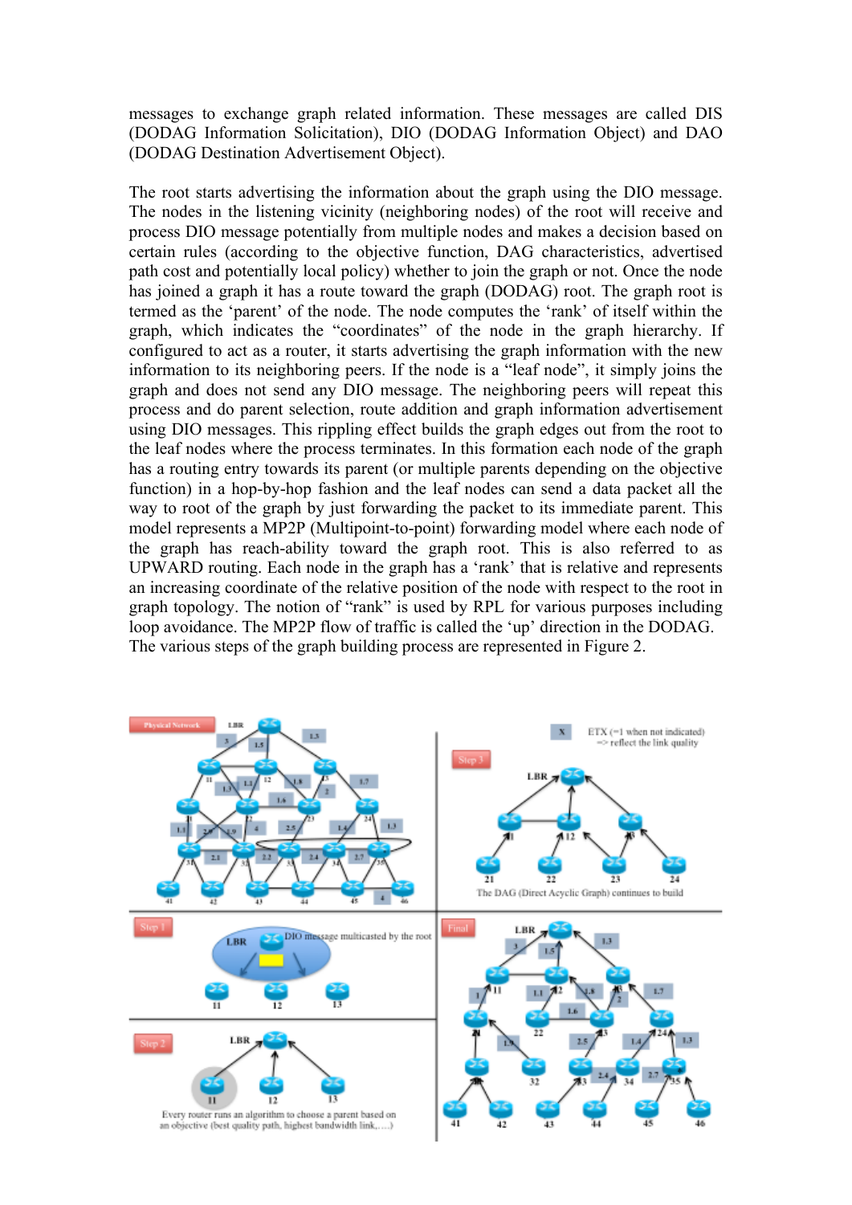messages to exchange graph related information. These messages are called DIS (DODAG Information Solicitation), DIO (DODAG Information Object) and DAO (DODAG Destination Advertisement Object).

The root starts advertising the information about the graph using the DIO message. The nodes in the listening vicinity (neighboring nodes) of the root will receive and process DIO message potentially from multiple nodes and makes a decision based on certain rules (according to the objective function, DAG characteristics, advertised path cost and potentially local policy) whether to join the graph or not. Once the node has joined a graph it has a route toward the graph (DODAG) root. The graph root is termed as the 'parent' of the node. The node computes the 'rank' of itself within the graph, which indicates the "coordinates" of the node in the graph hierarchy. If configured to act as a router, it starts advertising the graph information with the new information to its neighboring peers. If the node is a "leaf node", it simply joins the graph and does not send any DIO message. The neighboring peers will repeat this process and do parent selection, route addition and graph information advertisement using DIO messages. This rippling effect builds the graph edges out from the root to the leaf nodes where the process terminates. In this formation each node of the graph has a routing entry towards its parent (or multiple parents depending on the objective function) in a hop-by-hop fashion and the leaf nodes can send a data packet all the way to root of the graph by just forwarding the packet to its immediate parent. This model represents a MP2P (Multipoint-to-point) forwarding model where each node of the graph has reach-ability toward the graph root. This is also referred to as UPWARD routing. Each node in the graph has a 'rank' that is relative and represents an increasing coordinate of the relative position of the node with respect to the root in graph topology. The notion of "rank" is used by RPL for various purposes including loop avoidance. The MP2P flow of traffic is called the 'up' direction in the DODAG. The various steps of the graph building process are represented in Figure 2.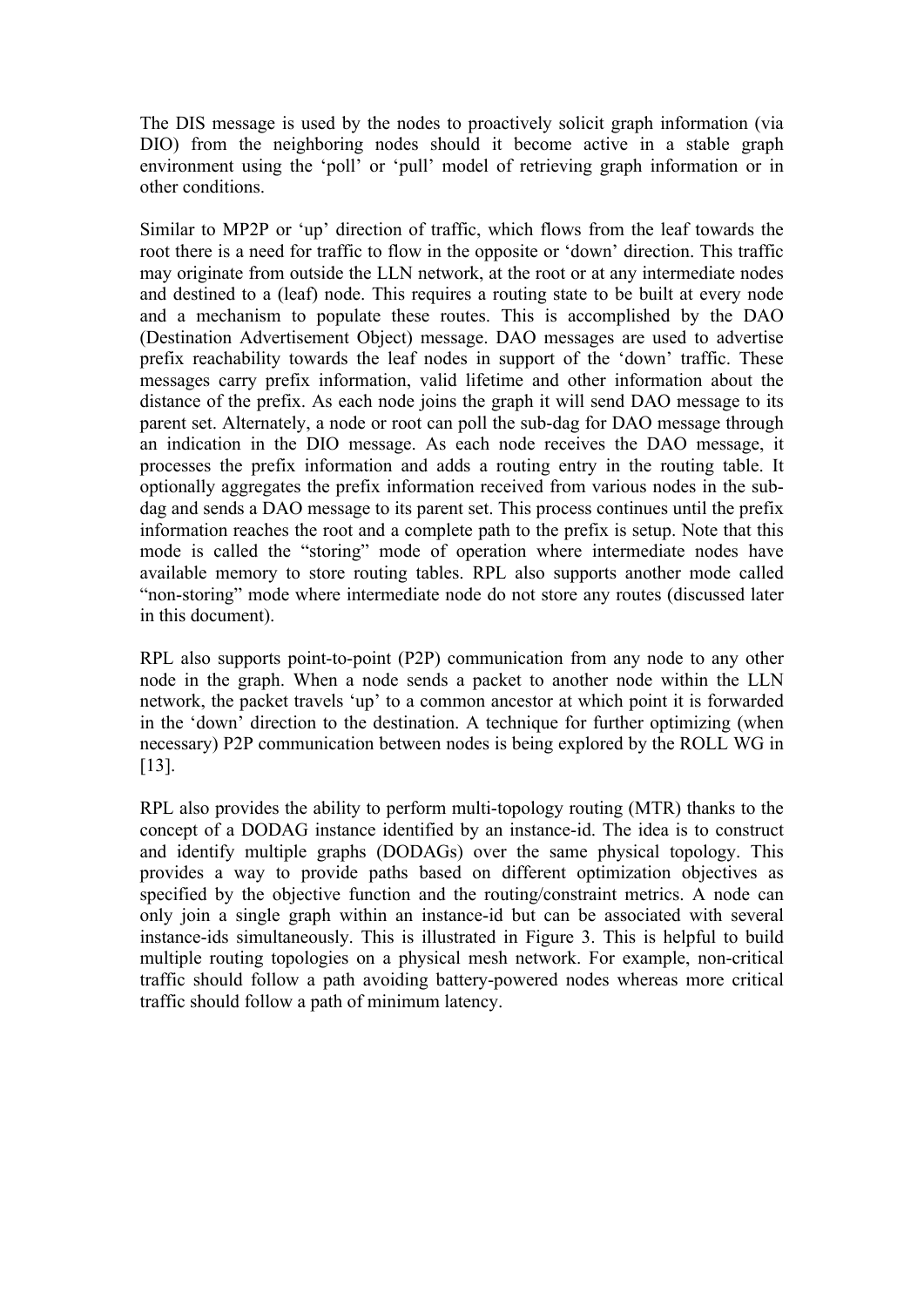The DIS message is used by the nodes to proactively solicit graph information (via DIO) from the neighboring nodes should it become active in a stable graph environment using the 'poll' or 'pull' model of retrieving graph information or in other conditions.

Similar to MP2P or 'up' direction of traffic, which flows from the leaf towards the root there is a need for traffic to flow in the opposite or 'down' direction. This traffic may originate from outside the LLN network, at the root or at any intermediate nodes and destined to a (leaf) node. This requires a routing state to be built at every node and a mechanism to populate these routes. This is accomplished by the DAO (Destination Advertisement Object) message. DAO messages are used to advertise prefix reachability towards the leaf nodes in support of the 'down' traffic. These messages carry prefix information, valid lifetime and other information about the distance of the prefix. As each node joins the graph it will send DAO message to its parent set. Alternately, a node or root can poll the sub-dag for DAO message through an indication in the DIO message. As each node receives the DAO message, it processes the prefix information and adds a routing entry in the routing table. It optionally aggregates the prefix information received from various nodes in the sub-dag and sends a DAO message to its parent set. This process continues until the prefix information reaches the root and a complete path to the prefix is setup. Note that this mode is called the "storing" mode of operation where intermediate nodes have available memory to store routing tables. RPL also supports another mode called "non-storing" mode where intermediate node do not store any routes (discussed later in this document).

RPL also supports point-to-point (P2P) communication from any node to any other node in the graph. When a node sends a packet to another node within the LLN network, the packet travels 'up' to a common ancestor at which point it is forwarded in the 'down' direction to the destination. A technique for further optimizing (when necessary) P2P communication between nodes is being explored by the ROLL WG in [13].

RPL also provides the ability to perform multi-topology routing (MTR) thanks to the concept of a DODAG instance identified by an instance-id. The idea is to construct and identify multiple graphs (DODAGs) over the same physical topology. This provides a way to provide paths based on different optimization objectives as specified by the objective function and the routing/constraint metrics. A node can only join a single graph within an instance-id but can be associated with several instance-ids simultaneously. This is illustrated in Figure 3. This is helpful to build multiple routing topologies on a physical mesh network. For example, non-critical traffic should follow a path avoiding battery-powered nodes whereas more critical traffic should follow a path of minimum latency.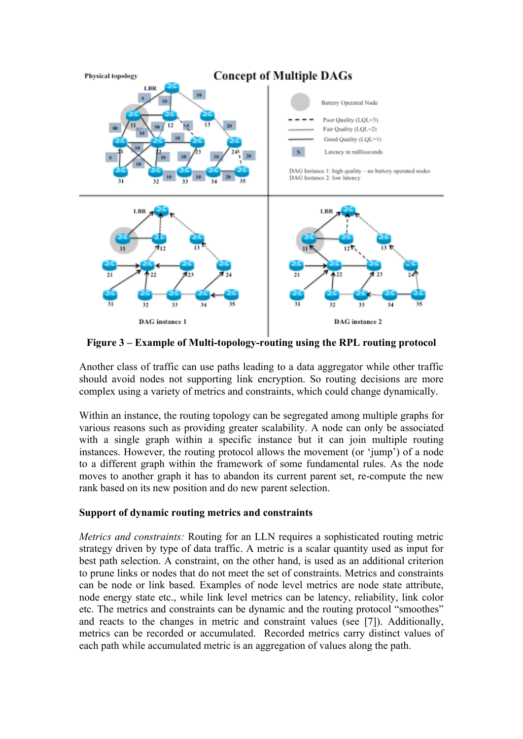Figure 3 – Example of Multi-topology-routing using the RPL routing protocol

Another class of traffic can use paths leading to a data aggregator while other traffic should avoid nodes not supporting link encryption. So routing decisions are more complex using a variety of metrics and constraints, which could change dynamically.

Within an instance, the routing topology can be segregated among multiple graphs for various reasons such as providing greater scalability. A node can only be associated with a single graph within a specific instance but it can join multiple routing instances. However, the routing protocol allows the movement (or 'jump') of a node to a different graph within the framework of some fundamental rules. As the node moves to another graph it has to abandon its current parent set, re-compute the new rank based on its new position and do new parent selection.

**Support of dynamic routing metrics and constraints**

*Metrics and constraints:* Routing for an LLN requires a sophisticated routing metric strategy driven by type of data traffic. A metric is a scalar quantity used as input for best path selection. A constraint, on the other hand, is used as an additional criterion to prune links or nodes that do not meet the set of constraints. Metrics and constraints can be node or link based. Examples of node level metrics are node state attribute, node energy state etc., while link level metrics can be latency, reliability, link color etc. The metrics and constraints can be dynamic and the routing protocol "smoothes" and reacts to the changes in metric and constraint values (see [7]). Additionally, metrics can be recorded or accumulated. Recorded metrics carry distinct values of each path while accumulated metric is an aggregation of values along the path.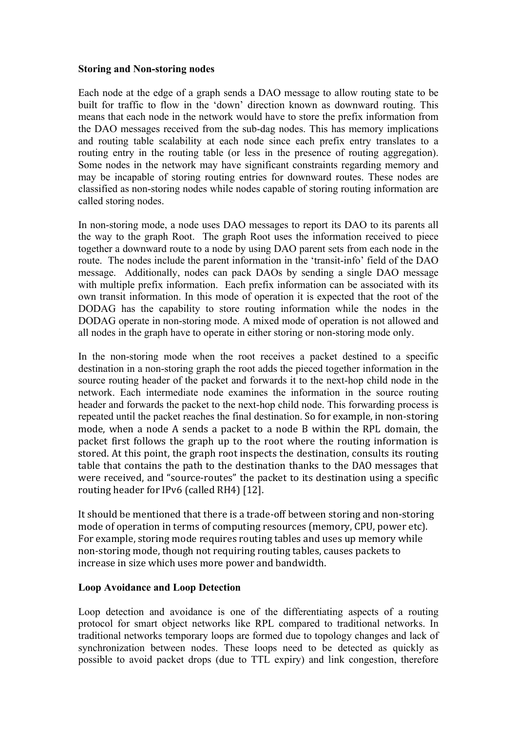**Storing and Non-storing nodes**

Each node at the edge of a graph sends a DAO message to allow routing state to be built for traffic to flow in the 'down' direction known as downward routing. This means that each node in the network would have to store the prefix information from the DAO messages received from the sub-dag nodes. This has memory implications and routing table scalability at each node since each prefix entry translates to a routing entry in the routing table (or less in the presence of routing aggregation). Some nodes in the network may have significant constraints regarding memory and may be incapable of storing routing entries for downward routes. These nodes are classified as non-storing nodes while nodes capable of storing routing information are called storing nodes.

In non-storing mode, a node uses DAO messages to report its DAO to its parents all the way to the graph Root. The graph Root uses the information received to piece together a downward route to a node by using DAO parent sets from each node in the route. The nodes include the parent information in the 'transit-info' field of the DAO message. Additionally, nodes can pack DAOs by sending a single DAO message with multiple prefix information. Each prefix information can be associated with its own transit information. In this mode of operation it is expected that the root of the DODAG has the capability to store routing information while the nodes in the DODAG operate in non-storing mode. A mixed mode of operation is not allowed and all nodes in the graph have to operate in either storing or non-storing mode only.

In the non-storing mode when the root receives a packet destined to a specific destination in a non-storing graph the root adds the pieced together information in the source routing header of the packet and forwards it to the next-hop child node in the network. Each intermediate node examines the information in the source routing header and forwards the packet to the next-hop child node. This forwarding process is repeated until the packet reaches the final destination. So for example, in non-storing mode, when a node A sends a packet to a node B within the RPL domain, the packet first follows the graph up to the root where the routing information is stored. At this point, the graph root inspects the destination, consults its routing table that contains the path to the destination thanks to the DAO messages that were received, and "source-routes" the packet to its destination using a specific routing header for IPv6 (called RH4) [12].

It should be mentioned that there is a trade-off between storing and non-storing mode of operation in terms of computing resources (memory, CPU, power etc). For example, storing mode requires routing tables and uses up memory while non-storing mode, though not requiring routing tables, causes packets to increase in size which uses more power and bandwidth.

**Loop Avoidance and Loop Detection**

Loop detection and avoidance is one of the differentiating aspects of a routing protocol for smart object networks like RPL compared to traditional networks. In traditional networks temporary loops are formed due to topology changes and lack of synchronization between nodes. These loops need to be detected as quickly as possible to avoid packet drops (due to TTL expiry) and link congestion, therefore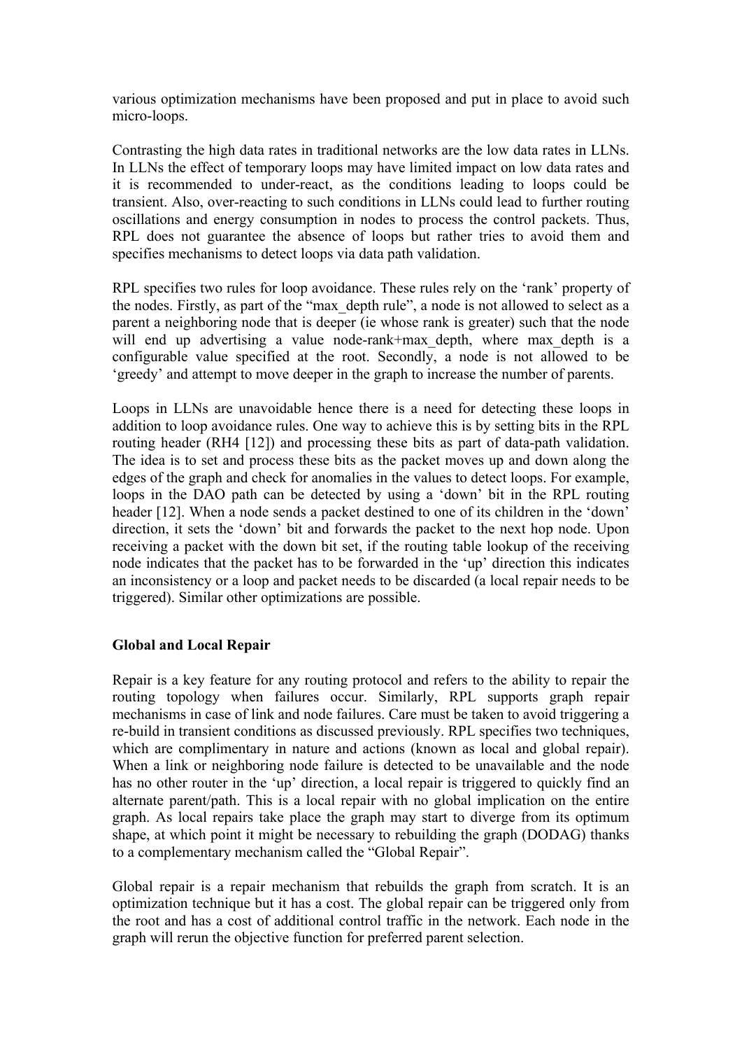various optimization mechanisms have been proposed and put in place to avoid such micro-loops.

Contrasting the high data rates in traditional networks are the low data rates in LLNs. In LLNs the effect of temporary loops may have limited impact on low data rates and it is recommended to under-react, as the conditions leading to loops could be transient. Also, over-reacting to such conditions in LLNs could lead to further routing oscillations and energy consumption in nodes to process the control packets. Thus, RPL does not guarantee the absence of loops but rather tries to avoid them and specifies mechanisms to detect loops via data path validation.

RPL specifies two rules for loop avoidance. These rules rely on the 'rank' property of the nodes. Firstly, as part of the "max_depth rule", a node is not allowed to select as a parent a neighboring node that is deeper (ie whose rank is greater) such that the node will end up advertising a value node-rank+max_depth, where max_depth is a configurable value specified at the root. Secondly, a node is not allowed to be 'greedy' and attempt to move deeper in the graph to increase the number of parents.

Loops in LLNs are unavoidable hence there is a need for detecting these loops in addition to loop avoidance rules. One way to achieve this is by setting bits in the RPL routing header (RH4 [12]) and processing these bits as part of data-path validation. The idea is to set and process these bits as the packet moves up and down along the edges of the graph and check for anomalies in the values to detect loops. For example, loops in the DAO path can be detected by using a 'down' bit in the RPL routing header [12]. When a node sends a packet destined to one of its children in the 'down' direction, it sets the 'down' bit and forwards the packet to the next hop node. Upon receiving a packet with the down bit set, if the routing table lookup of the receiving node indicates that the packet has to be forwarded in the 'up' direction this indicates an inconsistency or a loop and packet needs to be discarded (a local repair needs to be triggered). Similar other optimizations are possible.

**Global and Local Repair**

Repair is a key feature for any routing protocol and refers to the ability to repair the routing topology when failures occur. Similarly, RPL supports graph repair mechanisms in case of link and node failures. Care must be taken to avoid triggering a re-build in transient conditions as discussed previously. RPL specifies two techniques, which are complimentary in nature and actions (known as local and global repair). When a link or neighboring node failure is detected to be unavailable and the node has no other router in the 'up' direction, a local repair is triggered to quickly find an alternate parent/path. This is a local repair with no global implication on the entire graph. As local repairs take place the graph may start to diverge from its optimum shape, at which point it might be necessary to rebuilding the graph (DODAG) thanks to a complementary mechanism called the "Global Repair".

Global repair is a repair mechanism that rebuilds the graph from scratch. It is an optimization technique but it has a cost. The global repair can be triggered only from the root and has a cost of additional control traffic in the network. Each node in the graph will rerun the objective function for preferred parent selection.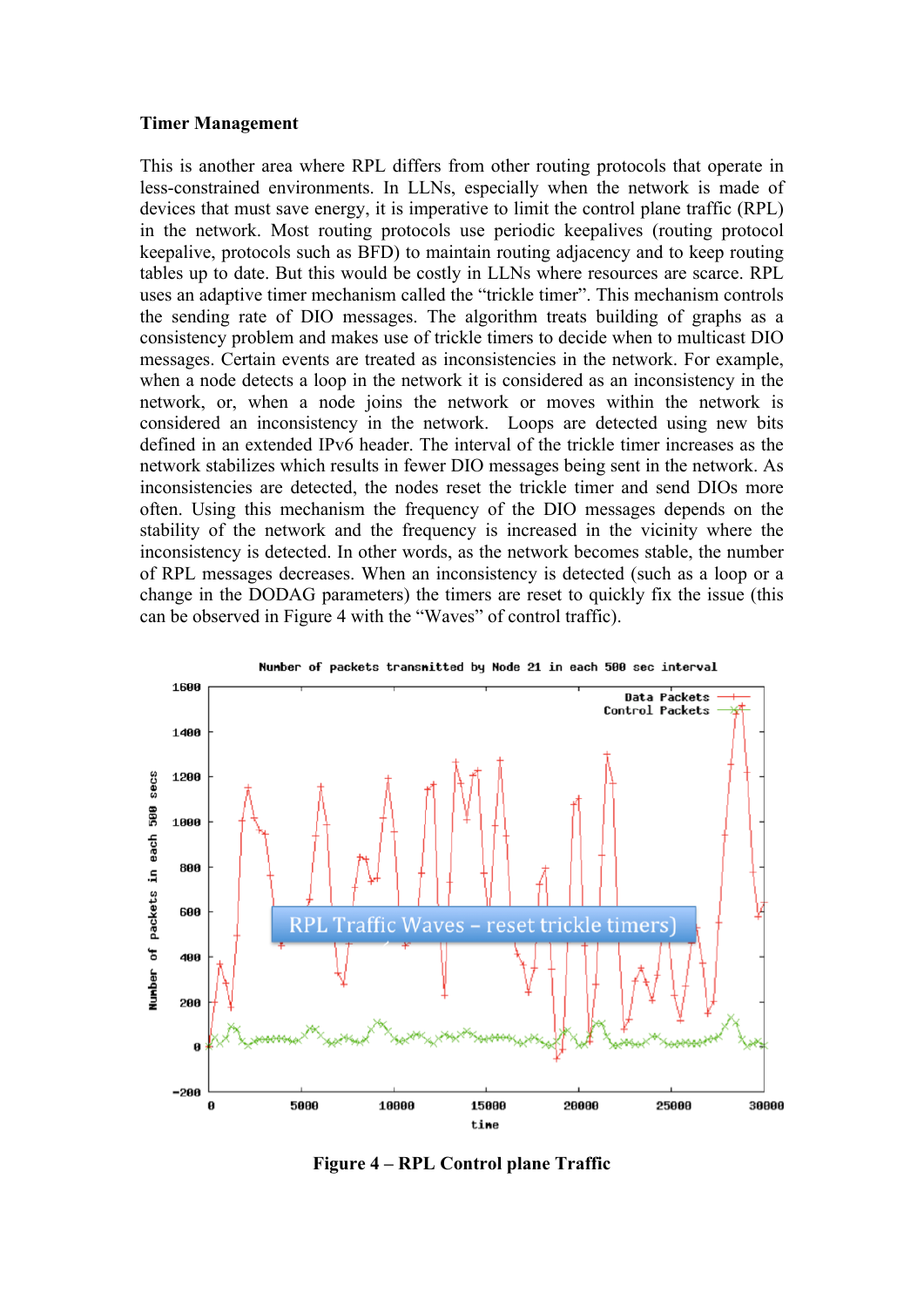**Timer Management**

This is another area where RPL differs from other routing protocols that operate in less-constrained environments. In LLNs, especially when the network is made of devices that must save energy, it is imperative to limit the control plane traffic (RPL) in the network. Most routing protocols use periodic keepalives (routing protocol keepalive, protocols such as BFD) to maintain routing adjacency and to keep routing tables up to date. But this would be costly in LLNs where resources are scarce. RPL uses an adaptive timer mechanism called the "trickle timer". This mechanism controls the sending rate of DIO messages. The algorithm treats building of graphs as a consistency problem and makes use of trickle timers to decide when to multicast DIO messages. Certain events are treated as inconsistencies in the network. For example, when a node detects a loop in the network it is considered as an inconsistency in the network, or, when a node joins the network or moves within the network is considered an inconsistency in the network. Loops are detected using new bits defined in an extended IPv6 header. The interval of the trickle timer increases as the network stabilizes which results in fewer DIO messages being sent in the network. As inconsistencies are detected, the nodes reset the trickle timer and send DIOs more often. Using this mechanism the frequency of the DIO messages depends on the stability of the network and the frequency is increased in the vicinity where the inconsistency is detected. In other words, as the network becomes stable, the number of RPL messages decreases. When an inconsistency is detected (such as a loop or a change in the DODAG parameters) the timers are reset to quickly fix the issue (this can be observed in Figure 4 with the "Waves" of control traffic).

**Figure 4 – RPL Control plane Traffic**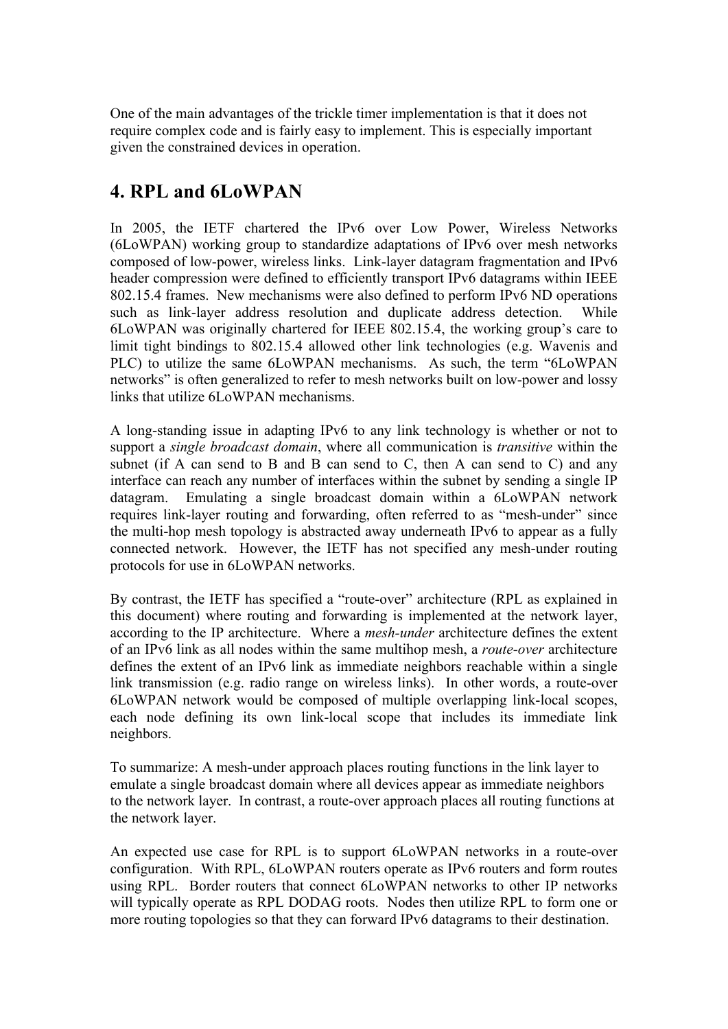One of the main advantages of the trickle timer implementation is that it does not require complex code and is fairly easy to implement. This is especially important given the constrained devices in operation.

# 4. RPL and 6LoWPAN

In 2005, the IETF chartered the IPv6 over Low Power, Wireless Networks (6LoWPAN) working group to standardize adaptations of IPv6 over mesh networks composed of low-power, wireless links. Link-layer datagram fragmentation and IPv6 header compression were defined to efficiently transport IPv6 datagrams within IEEE 802.15.4 frames. New mechanisms were also defined to perform IPv6 ND operations such as link-layer address resolution and duplicate address detection. While 6LoWPAN was originally chartered for IEEE 802.15.4, the working group's care to limit tight bindings to 802.15.4 allowed other link technologies (e.g. Wavenis and PLC) to utilize the same 6LoWPAN mechanisms. As such, the term "6LoWPAN networks" is often generalized to refer to mesh networks built on low-power and lossy links that utilize 6LoWPAN mechanisms.

A long-standing issue in adapting IPv6 to any link technology is whether or not to support a *single broadcast domain*, where all communication is *transitive* within the subnet (if A can send to B and B can send to C, then A can send to C) and any interface can reach any number of interfaces within the subnet by sending a single IP datagram. Emulating a single broadcast domain within a 6LoWPAN network requires link-layer routing and forwarding, often referred to as "mesh-under" since the multi-hop mesh topology is abstracted away underneath IPv6 to appear as a fully connected network. However, the IETF has not specified any mesh-under routing protocols for use in 6LoWPAN networks.

By contrast, the IETF has specified a "route-over" architecture (RPL as explained in this document) where routing and forwarding is implemented at the network layer, according to the IP architecture. Where a *mesh-under* architecture defines the extent of an IPv6 link as all nodes within the same multihop mesh, a *route-over* architecture defines the extent of an IPv6 link as immediate neighbors reachable within a single link transmission (e.g. radio range on wireless links). In other words, a route-over 6LoWPAN network would be composed of multiple overlapping link-local scopes, each node defining its own link-local scope that includes its immediate link neighbors.

To summarize: A mesh-under approach places routing functions in the link layer to emulate a single broadcast domain where all devices appear as immediate neighbors to the network layer. In contrast, a route-over approach places all routing functions at the network layer.

An expected use case for RPL is to support 6LoWPAN networks in a route-over configuration. With RPL, 6LoWPAN routers operate as IPv6 routers and form routes using RPL. Border routers that connect 6LoWPAN networks to other IP networks will typically operate as RPL DODAG roots. Nodes then utilize RPL to form one or more routing topologies so that they can forward IPv6 datagrams to their destination.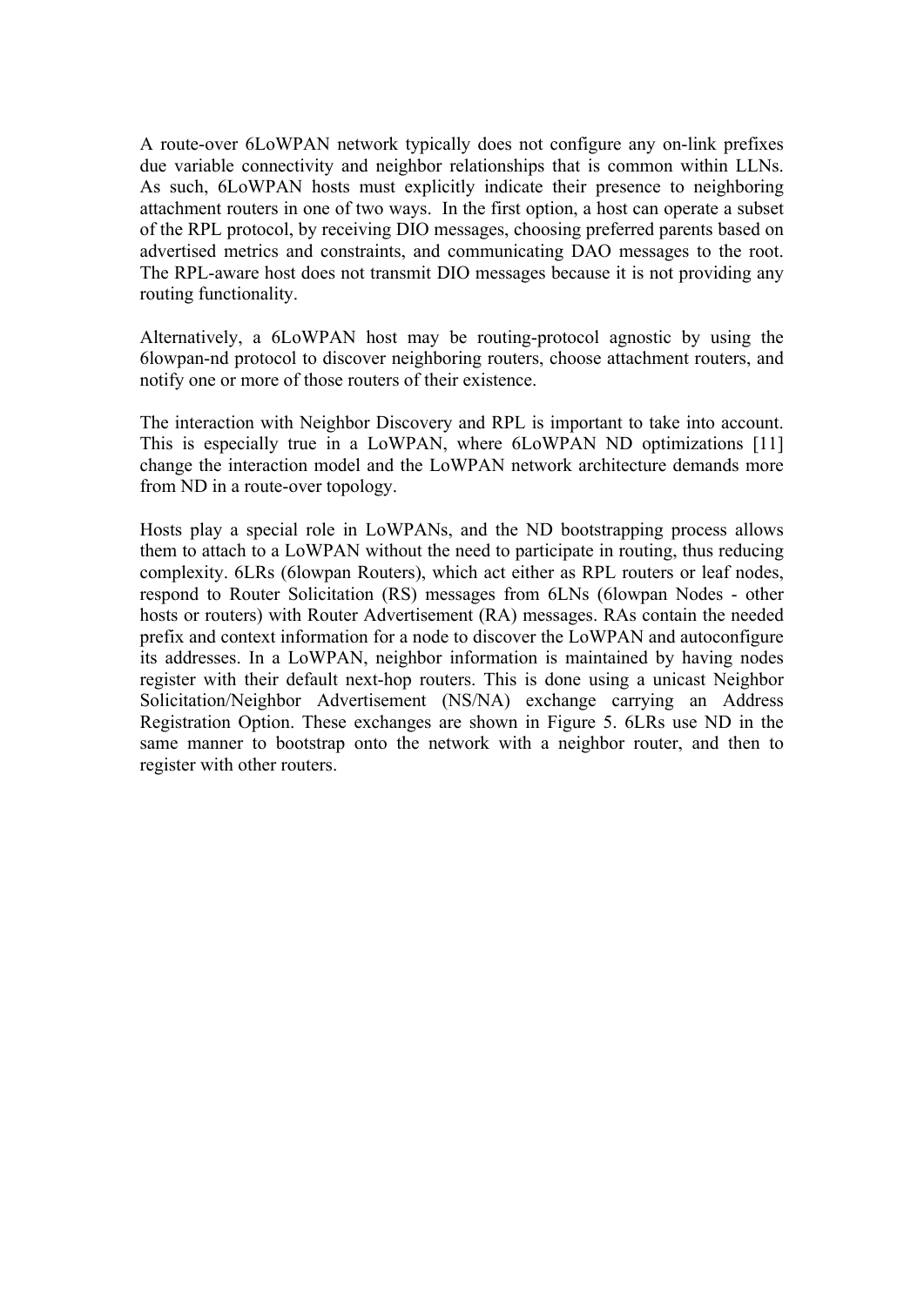A route-over 6LoWPAN network typically does not configure any on-link prefixes due variable connectivity and neighbor relationships that is common within LLNs. As such, 6LoWPAN hosts must explicitly indicate their presence to neighboring attachment routers in one of two ways. In the first option, a host can operate a subset of the RPL protocol, by receiving DIO messages, choosing preferred parents based on advertised metrics and constraints, and communicating DAO messages to the root. The RPL-aware host does not transmit DIO messages because it is not providing any routing functionality.

Alternatively, a 6LoWPAN host may be routing-protocol agnostic by using the 6lowpan-nd protocol to discover neighboring routers, choose attachment routers, and notify one or more of those routers of their existence.

The interaction with Neighbor Discovery and RPL is important to take into account. This is especially true in a LoWPAN, where 6LoWPAN ND optimizations [11] change the interaction model and the LoWPAN network architecture demands more from ND in a route-over topology.

Hosts play a special role in LoWPANs, and the ND bootstrapping process allows them to attach to a LoWPAN without the need to participate in routing, thus reducing complexity. 6LRs (6lowpan Routers), which act either as RPL routers or leaf nodes, respond to Router Solicitation (RS) messages from 6LNs (6lowpan Nodes - other hosts or routers) with Router Advertisement (RA) messages. RAs contain the needed prefix and context information for a node to discover the LoWPAN and autoconfigure its addresses. In a LoWPAN, neighbor information is maintained by having nodes register with their default next-hop routers. This is done using a unicast Neighbor Solicitation/Neighbor Advertisement (NS/NA) exchange carrying an Address Registration Option. These exchanges are shown in Figure 5. 6LRs use ND in the same manner to bootstrap onto the network with a neighbor router, and then to register with other routers.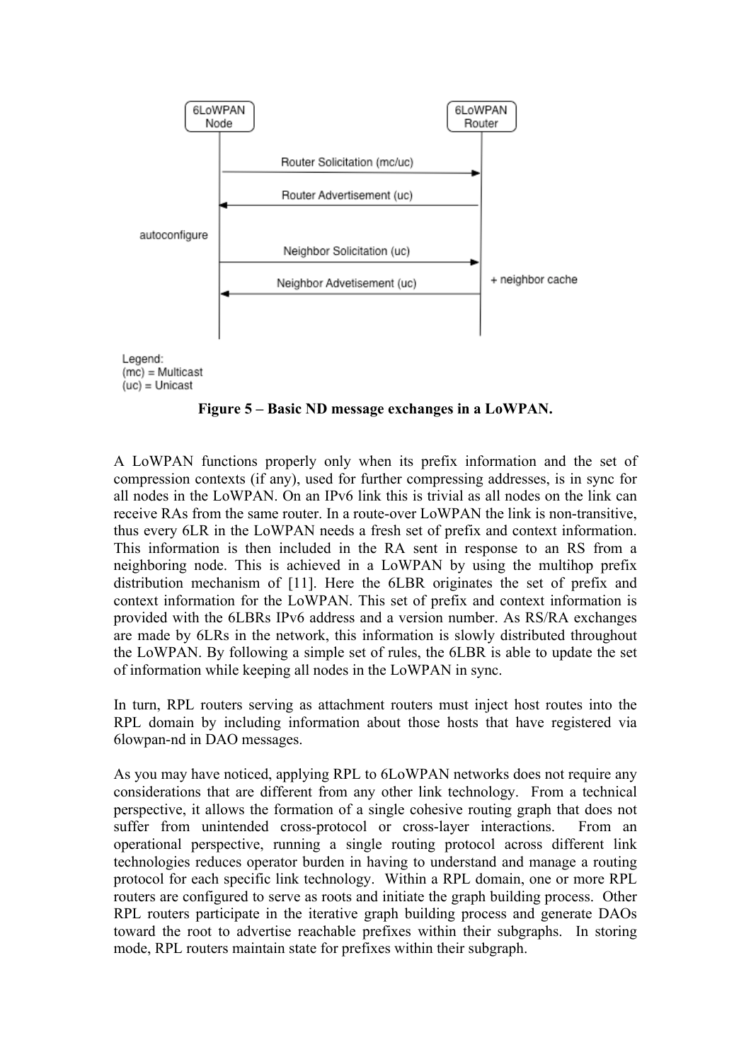6LoWPAN Node | 6LoWPAN Router

Router Solicitation (mc/uc)

Router Advertisement (uc)

autoconfigure

Neighbor Solicitation (uc)

Neighbor Advetisement (uc) + neighbor cache

Legend:
(mc) = Multicast
(uc) = Unicast

**Figure 5 – Basic ND message exchanges in a LoWPAN.**

A LoWPAN functions properly only when its prefix information and the set of compression contexts (if any), used for further compressing addresses, is in sync for all nodes in the LoWPAN. On an IPv6 link this is trivial as all nodes on the link can receive RAs from the same router. In a route-over LoWPAN the link is non-transitive, thus every 6LR in the LoWPAN needs a fresh set of prefix and context information. This information is then included in the RA sent in response to an RS from a neighboring node. This is achieved in a LoWPAN by using the multihop prefix distribution mechanism of [11]. Here the 6LBR originates the set of prefix and context information for the LoWPAN. This set of prefix and context information is provided with the 6LBRs IPv6 address and a version number. As RS/RA exchanges are made by 6LRs in the network, this information is slowly distributed throughout the LoWPAN. By following a simple set of rules, the 6LBR is able to update the set of information while keeping all nodes in the LoWPAN in sync.

In turn, RPL routers serving as attachment routers must inject host routes into the RPL domain by including information about those hosts that have registered via 6lowpan-nd in DAO messages.

As you may have noticed, applying RPL to 6LoWPAN networks does not require any considerations that are different from any other link technology. From a technical perspective, it allows the formation of a single cohesive routing graph that does not suffer from unintended cross-protocol or cross-layer interactions. From an operational perspective, running a single routing protocol across different link technologies reduces operator burden in having to understand and manage a routing protocol for each specific link technology. Within a RPL domain, one or more RPL routers are configured to serve as roots and initiate the graph building process. Other RPL routers participate in the iterative graph building process and generate DAOs toward the root to advertise reachable prefixes within their subgraphs. In storing mode, RPL routers maintain state for prefixes within their subgraph.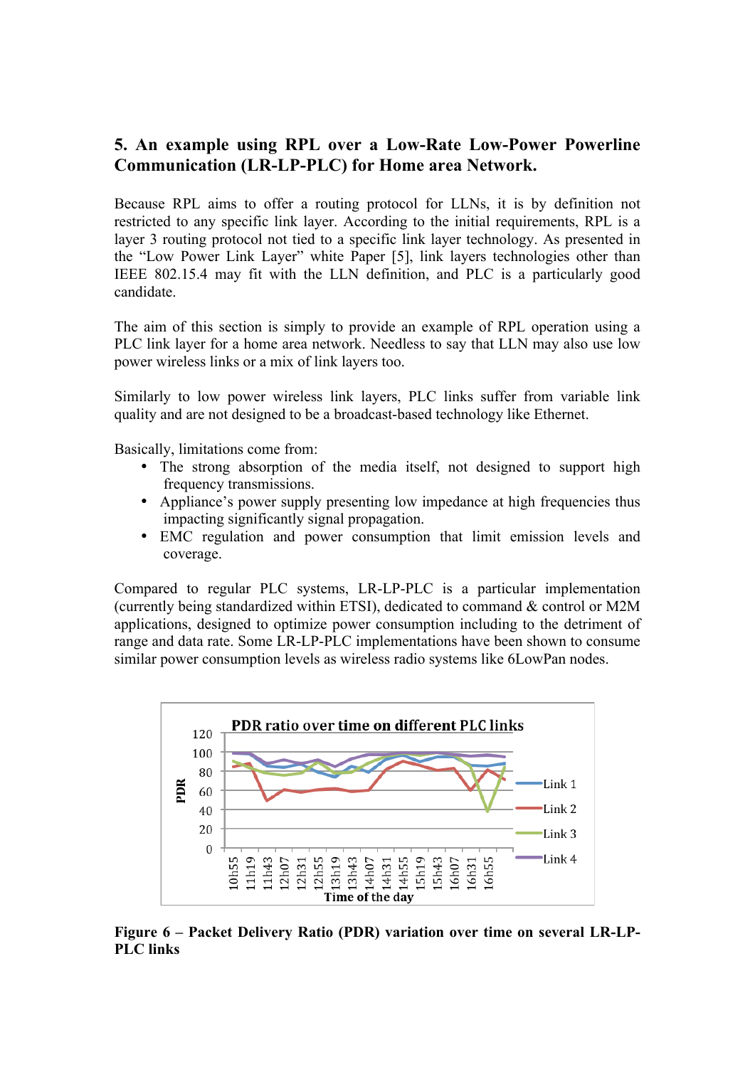## 5. An example using RPL over a Low-Rate Low-Power Powerline Communication (LR-LP-PLC) for Home area Network.

Because RPL aims to offer a routing protocol for LLNs, it is by definition not restricted to any specific link layer. According to the initial requirements, RPL is a layer 3 routing protocol not tied to a specific link layer technology. As presented in the "Low Power Link Layer" white Paper [5], link layers technologies other than IEEE 802.15.4 may fit with the LLN definition, and PLC is a particularly good candidate.

The aim of this section is simply to provide an example of RPL operation using a PLC link layer for a home area network. Needless to say that LLN may also use low power wireless links or a mix of link layers too.

Similarly to low power wireless link layers, PLC links suffer from variable link quality and are not designed to be a broadcast-based technology like Ethernet.

Basically, limitations come from:

- The strong absorption of the media itself, not designed to support high frequency transmissions.
- Appliance's power supply presenting low impedance at high frequencies thus impacting significantly signal propagation.
- EMC regulation and power consumption that limit emission levels and coverage.

Compared to regular PLC systems, LR-LP-PLC is a particular implementation (currently being standardized within ETSI), dedicated to command & control or M2M applications, designed to optimize power consumption including to the detriment of range and data rate. Some LR-LP-PLC implementations have been shown to consume similar power consumption levels as wireless radio systems like 6LowPan nodes.

**Figure 6 – Packet Delivery Ratio (PDR) variation over time on several LR-LP-PLC links**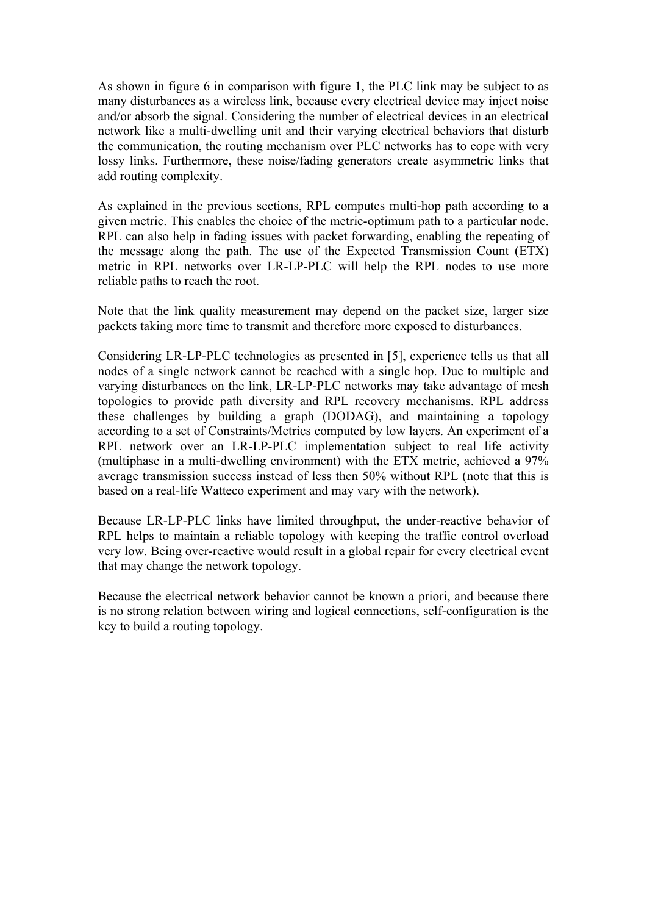As shown in figure 6 in comparison with figure 1, the PLC link may be subject to as many disturbances as a wireless link, because every electrical device may inject noise and/or absorb the signal. Considering the number of electrical devices in an electrical network like a multi-dwelling unit and their varying electrical behaviors that disturb the communication, the routing mechanism over PLC networks has to cope with very lossy links. Furthermore, these noise/fading generators create asymmetric links that add routing complexity.

As explained in the previous sections, RPL computes multi-hop path according to a given metric. This enables the choice of the metric-optimum path to a particular node. RPL can also help in fading issues with packet forwarding, enabling the repeating of the message along the path. The use of the Expected Transmission Count (ETX) metric in RPL networks over LR-LP-PLC will help the RPL nodes to use more reliable paths to reach the root.

Note that the link quality measurement may depend on the packet size, larger size packets taking more time to transmit and therefore more exposed to disturbances.

Considering LR-LP-PLC technologies as presented in [5], experience tells us that all nodes of a single network cannot be reached with a single hop. Due to multiple and varying disturbances on the link, LR-LP-PLC networks may take advantage of mesh topologies to provide path diversity and RPL recovery mechanisms. RPL address these challenges by building a graph (DODAG), and maintaining a topology according to a set of Constraints/Metrics computed by low layers. An experiment of a RPL network over an LR-LP-PLC implementation subject to real life activity (multiphase in a multi-dwelling environment) with the ETX metric, achieved a 97% average transmission success instead of less then 50% without RPL (note that this is based on a real-life Watteco experiment and may vary with the network).

Because LR-LP-PLC links have limited throughput, the under-reactive behavior of RPL helps to maintain a reliable topology with keeping the traffic control overload very low. Being over-reactive would result in a global repair for every electrical event that may change the network topology.

Because the electrical network behavior cannot be known a priori, and because there is no strong relation between wiring and logical connections, self-configuration is the key to build a routing topology.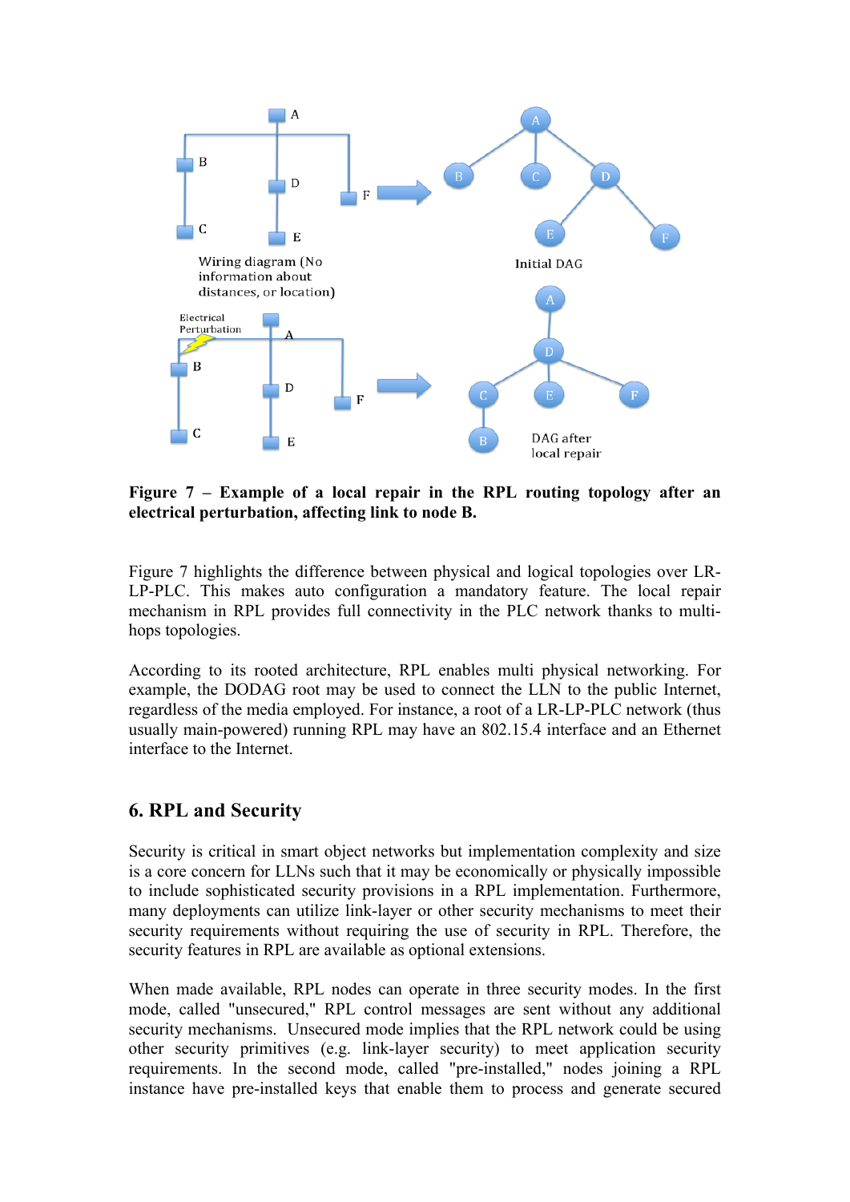**Figure 7 – Example of a local repair in the RPL routing topology after an electrical perturbation, affecting link to node B.**

Figure 7 highlights the difference between physical and logical topologies over LR-LP-PLC. This makes auto configuration a mandatory feature. The local repair mechanism in RPL provides full connectivity in the PLC network thanks to multi-hops topologies.

According to its rooted architecture, RPL enables multi physical networking. For example, the DODAG root may be used to connect the LLN to the public Internet, regardless of the media employed. For instance, a root of a LR-LP-PLC network (thus usually main-powered) running RPL may have an 802.15.4 interface and an Ethernet interface to the Internet.

## 6. RPL and Security

Security is critical in smart object networks but implementation complexity and size is a core concern for LLNs such that it may be economically or physically impossible to include sophisticated security provisions in a RPL implementation. Furthermore, many deployments can utilize link-layer or other security mechanisms to meet their security requirements without requiring the use of security in RPL. Therefore, the security features in RPL are available as optional extensions.

When made available, RPL nodes can operate in three security modes. In the first mode, called "unsecured," RPL control messages are sent without any additional security mechanisms. Unsecured mode implies that the RPL network could be using other security primitives (e.g. link-layer security) to meet application security requirements. In the second mode, called "pre-installed," nodes joining a RPL instance have pre-installed keys that enable them to process and generate secured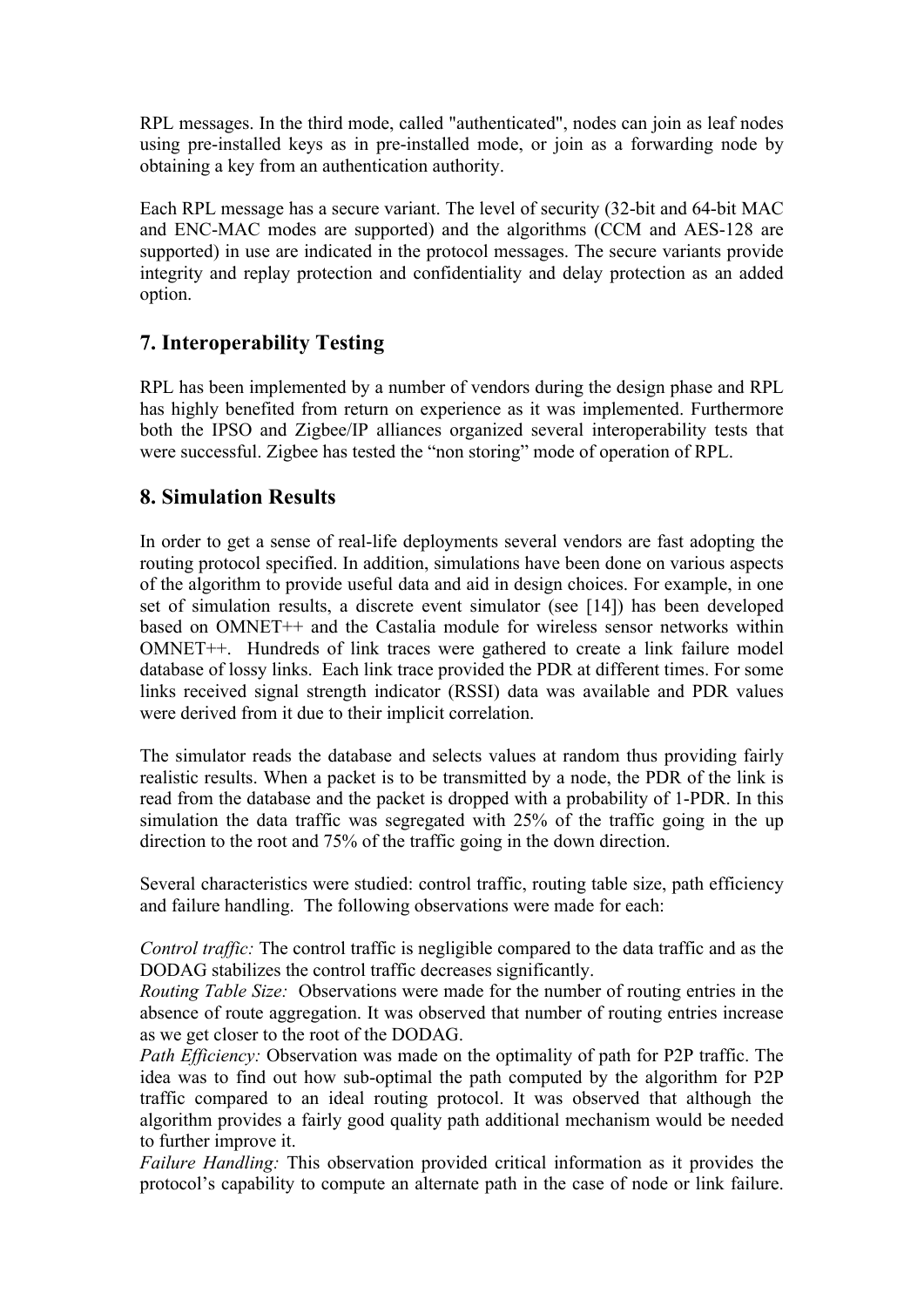RPL messages. In the third mode, called "authenticated", nodes can join as leaf nodes using pre-installed keys as in pre-installed mode, or join as a forwarding node by obtaining a key from an authentication authority.

Each RPL message has a secure variant. The level of security (32-bit and 64-bit MAC and ENC-MAC modes are supported) and the algorithms (CCM and AES-128 are supported) in use are indicated in the protocol messages. The secure variants provide integrity and replay protection and confidentiality and delay protection as an added option.

## 7. Interoperability Testing

RPL has been implemented by a number of vendors during the design phase and RPL has highly benefited from return on experience as it was implemented. Furthermore both the IPSO and Zigbee/IP alliances organized several interoperability tests that were successful. Zigbee has tested the "non storing" mode of operation of RPL.

## 8. Simulation Results

In order to get a sense of real-life deployments several vendors are fast adopting the routing protocol specified. In addition, simulations have been done on various aspects of the algorithm to provide useful data and aid in design choices. For example, in one set of simulation results, a discrete event simulator (see [14]) has been developed based on OMNET++ and the Castalia module for wireless sensor networks within OMNET++. Hundreds of link traces were gathered to create a link failure model database of lossy links. Each link trace provided the PDR at different times. For some links received signal strength indicator (RSSI) data was available and PDR values were derived from it due to their implicit correlation.

The simulator reads the database and selects values at random thus providing fairly realistic results. When a packet is to be transmitted by a node, the PDR of the link is read from the database and the packet is dropped with a probability of 1-PDR. In this simulation the data traffic was segregated with 25% of the traffic going in the up direction to the root and 75% of the traffic going in the down direction.

Several characteristics were studied: control traffic, routing table size, path efficiency and failure handling. The following observations were made for each:

*Control traffic:* The control traffic is negligible compared to the data traffic and as the DODAG stabilizes the control traffic decreases significantly.
*Routing Table Size:* Observations were made for the number of routing entries in the absence of route aggregation. It was observed that number of routing entries increase as we get closer to the root of the DODAG.
*Path Efficiency:* Observation was made on the optimality of path for P2P traffic. The idea was to find out how sub-optimal the path computed by the algorithm for P2P traffic compared to an ideal routing protocol. It was observed that although the algorithm provides a fairly good quality path additional mechanism would be needed to further improve it.
*Failure Handling:* This observation provided critical information as it provides the protocol's capability to compute an alternate path in the case of node or link failure.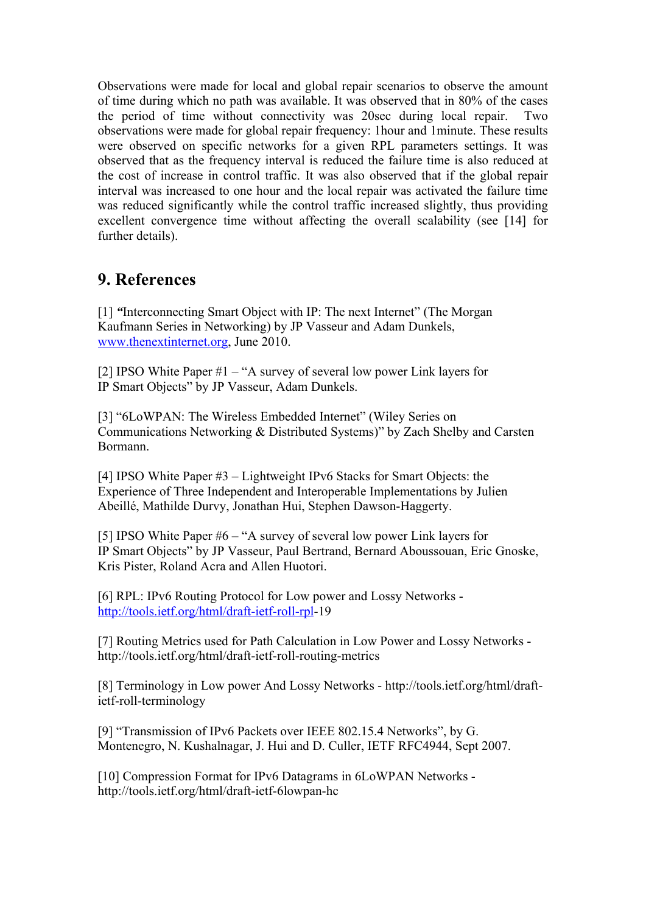Observations were made for local and global repair scenarios to observe the amount of time during which no path was available. It was observed that in 80% of the cases the period of time without connectivity was 20sec during local repair. Two observations were made for global repair frequency: 1hour and 1minute. These results were observed on specific networks for a given RPL parameters settings. It was observed that as the frequency interval is reduced the failure time is also reduced at the cost of increase in control traffic. It was also observed that if the global repair interval was increased to one hour and the local repair was activated the failure time was reduced significantly while the control traffic increased slightly, thus providing excellent convergence time without affecting the overall scalability (see [14] for further details).

## 9. References

[1] **"**Interconnecting Smart Object with IP: The next Internet" (The Morgan Kaufmann Series in Networking) by JP Vasseur and Adam Dunkels, www.thenextinternet.org, June 2010.

[2] IPSO White Paper #1 – "A survey of several low power Link layers for IP Smart Objects" by JP Vasseur, Adam Dunkels.

[3] "6LoWPAN: The Wireless Embedded Internet" (Wiley Series on Communications Networking & Distributed Systems)" by Zach Shelby and Carsten Bormann.

[4] IPSO White Paper #3 – Lightweight IPv6 Stacks for Smart Objects: the Experience of Three Independent and Interoperable Implementations by Julien Abeillé, Mathilde Durvy, Jonathan Hui, Stephen Dawson-Haggerty.

[5] IPSO White Paper #6 – "A survey of several low power Link layers for IP Smart Objects" by JP Vasseur, Paul Bertrand, Bernard Aboussouan, Eric Gnoske, Kris Pister, Roland Acra and Allen Huotori.

[6] RPL: IPv6 Routing Protocol for Low power and Lossy Networks - http://tools.ietf.org/html/draft-ietf-roll-rpl-19

[7] Routing Metrics used for Path Calculation in Low Power and Lossy Networks - http://tools.ietf.org/html/draft-ietf-roll-routing-metrics

[8] Terminology in Low power And Lossy Networks - http://tools.ietf.org/html/draft-ietf-roll-terminology

[9] "Transmission of IPv6 Packets over IEEE 802.15.4 Networks", by G. Montenegro, N. Kushalnagar, J. Hui and D. Culler, IETF RFC4944, Sept 2007.

[10] Compression Format for IPv6 Datagrams in 6LoWPAN Networks - http://tools.ietf.org/html/draft-ietf-6lowpan-hc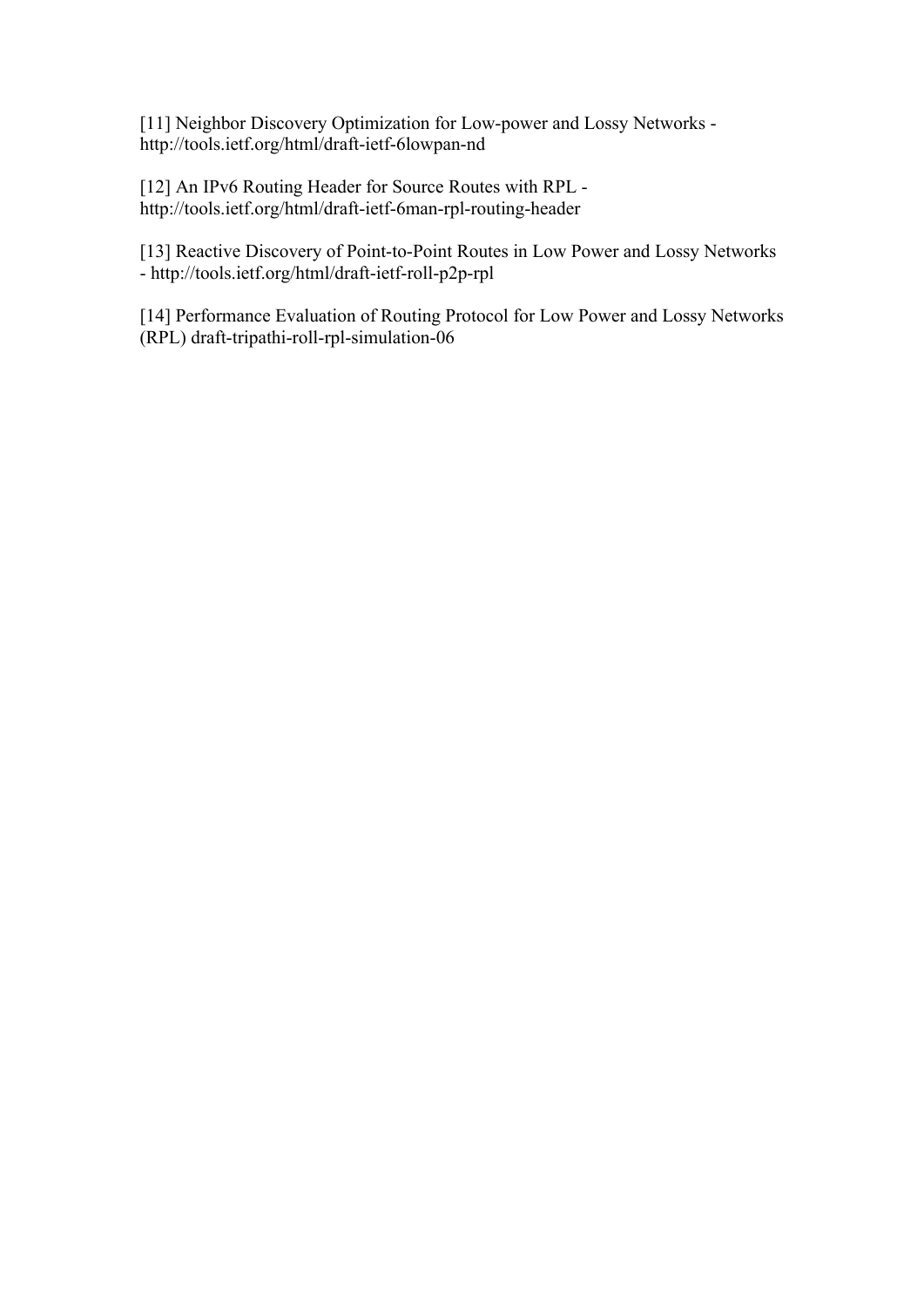[11] Neighbor Discovery Optimization for Low-power and Lossy Networks - http://tools.ietf.org/html/draft-ietf-6lowpan-nd

[12] An IPv6 Routing Header for Source Routes with RPL - http://tools.ietf.org/html/draft-ietf-6man-rpl-routing-header

[13] Reactive Discovery of Point-to-Point Routes in Low Power and Lossy Networks - http://tools.ietf.org/html/draft-ietf-roll-p2p-rpl

[14] Performance Evaluation of Routing Protocol for Low Power and Lossy Networks (RPL) draft-tripathi-roll-rpl-simulation-06